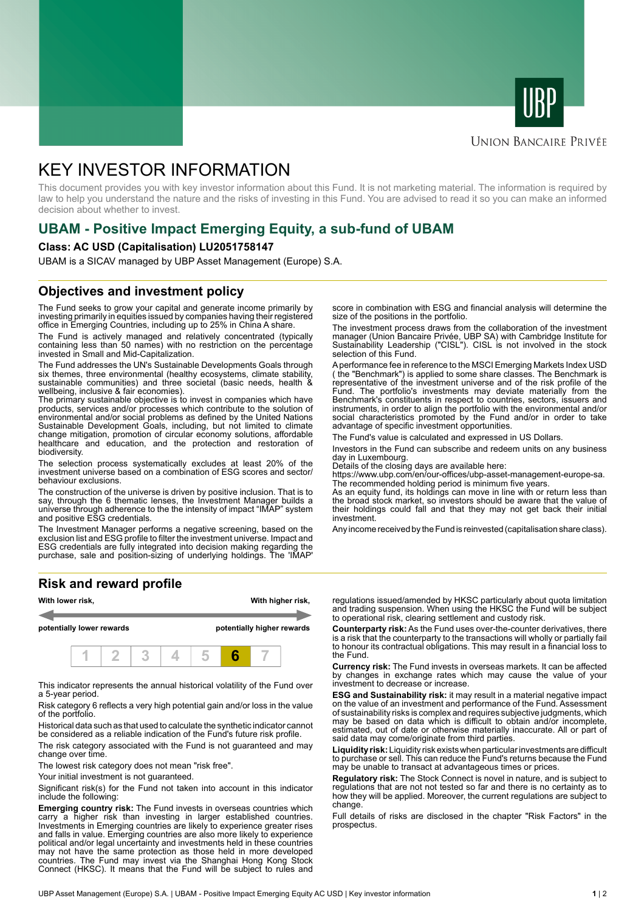UBP

UNION BANCAIRE PRIVÉE

# KEY INVESTOR INFORMATION

This document provides you with key investor information about this Fund. It is not marketing material. The information is required by law to help you understand the nature and the risks of investing in this Fund. You are advised to read it so you can make an informed decision about whether to invest.

## UBAM - Positive Impact Emerging Equity, a sub-fund of UBAM

**Class: AC USD (Capitalisation) LU2051758147**

UBAM is a SICAV managed by UBP Asset Management (Europe) S.A.

## Objectives and investment policy

The Fund seeks to grow your capital and generate income primarily by investing primarily in equities issued by companies having their registered office in Emerging Countries, including up to 25% in China A share.

The Fund is actively managed and relatively concentrated (typically containing less than 50 names) with no restriction on the percentage invested in Small and Mid-Capitalization.

The Fund addresses the UN's Sustainable Developments Goals through six themes, three environmental (healthy ecosystems, climate stability, sustainable communities) and three societal (basic needs, health & wellbeing, inclusive & fair economies).

The primary sustainable objective is to invest in companies which have products, services and/or processes which contribute to the solution of environmental and/or social problems as defined by the United Nations Sustainable Development Goals, including, but not limited to climate change mitigation, promotion of circular economy solutions, affordable healthcare and education, and the protection and restoration of biodiversity.

The selection process systematically excludes at least 20% of the investment universe based on a combination of ESG scores and sector/ behaviour exclusions.

The construction of the universe is driven by positive inclusion. That is to say, through the 6 thematic lenses, the Investment Manager builds a universe through adherence to the the intensity of impact "IMAP" system and positive ESG credentials.

The Investment Manager performs a negative screening, based on the exclusion list and ESG profile to filter the investment universe. Impact and ESG credentials are fully integrated into decision making regarding the purchase, sale and position-sizing of underlying holdings. The 'IMAP' score in combination with ESG and financial analysis will determine the size of the positions in the portfolio.

The investment process draws from the collaboration of the investment manager (Union Bancaire Privée, UBP SA) with Cambridge Institute for Sustainability Leadership ("CISL"). CISL is not involved in the stock selection of this Fund.

A performance fee in reference to the MSCI Emerging Markets Index USD ( the "Benchmark") is applied to some share classes. The Benchmark is representative of the investment universe and of the risk profile of the Fund. The portfolio's investments may deviate materially from the Benchmark's constituents in respect to countries, sectors, issuers and instruments, in order to align the portfolio with the environmental and/or social characteristics promoted by the Fund and/or in order to take advantage of specific investment opportunities.

The Fund's value is calculated and expressed in US Dollars.

Investors in the Fund can subscribe and redeem units on any business day in Luxembourg.
Details of the closing days are available here:
https://www.ubp.com/en/our-offices/ubp-asset-management-europe-sa.
The recommended holding period is minimum five years.
As an equity fund, its holdings can move in line with or return less than the broad stock market, so investors should be aware that the value of their holdings could fall and that they may not get back their initial investment.

Any income received by the Fund is reinvested (capitalisation share class).

## Risk and reward profile

| With lower risk, potentially lower rewards | | | | | | With higher risk, potentially higher rewards |
|---|---|---|---|---|---|---|
| 1 | 2 | 3 | 4 | 5 | **6** | 7 |

This indicator represents the annual historical volatility of the Fund over a 5-year period.

Risk category 6 reflects a very high potential gain and/or loss in the value of the portfolio.

Historical data such as that used to calculate the synthetic indicator cannot be considered as a reliable indication of the Fund's future risk profile.

The risk category associated with the Fund is not guaranteed and may change over time.

The lowest risk category does not mean "risk free".

Your initial investment is not guaranteed.

Significant risk(s) for the Fund not taken into account in this indicator include the following:

**Emerging country risk:** The Fund invests in overseas countries which carry a higher risk than investing in larger established countries. Investments in Emerging countries are likely to experience greater rises and falls in value. Emerging countries are also more likely to experience political and/or legal uncertainty and investments held in these countries may not have the same protection as those held in more developed countries. The Fund may invest via the Shanghai Hong Kong Stock Connect (HKSC). It means that the Fund will be subject to rules and regulations issued/amended by HKSC particularly about quota limitation and trading suspension. When using the HKSC the Fund will be subject to operational risk, clearing settlement and custody risk.

**Counterparty risk:** As the Fund uses over-the-counter derivatives, there is a risk that the counterparty to the transactions will wholly or partially fail to honour its contractual obligations. This may result in a financial loss to the Fund.

**Currency risk:** The Fund invests in overseas markets. It can be affected by changes in exchange rates which may cause the value of your investment to decrease or increase.

**ESG and Sustainability risk:** it may result in a material negative impact on the value of an investment and performance of the Fund. Assessment of sustainability risks is complex and requires subjective judgments, which may be based on data which is difficult to obtain and/or incomplete, estimated, out of date or otherwise materially inaccurate. All or part of said data may come/originate from third parties.

**Liquidity risk:** Liquidity risk exists when particular investments are difficult to purchase or sell. This can reduce the Fund's returns because the Fund may be unable to transact at advantageous times or prices.

**Regulatory risk:** The Stock Connect is novel in nature, and is subject to regulations that are not tested so far and there is no certainty as to how they will be applied. Moreover, the current regulations are subject to change.

Full details of risks are disclosed in the chapter "Risk Factors" in the prospectus.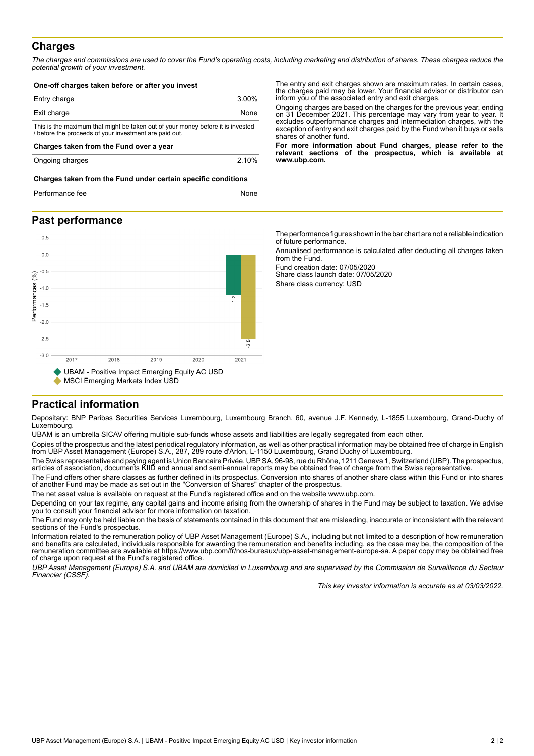## Charges

*The charges and commissions are used to cover the Fund's operating costs, including marketing and distribution of shares. These charges reduce the potential growth of your investment.*

| **One-off charges taken before or after you invest** | |
|---|---|
| Entry charge | 3.00% |
| Exit charge | None |

This is the maximum that might be taken out of your money before it is invested / before the proceeds of your investment are paid out.

| **Charges taken from the Fund over a year** | |
|---|---|
| Ongoing charges | 2.10% |

| **Charges taken from the Fund under certain specific conditions** | |
|---|---|
| Performance fee | None |

The entry and exit charges shown are maximum rates. In certain cases, the charges paid may be lower. Your financial advisor or distributor can inform you of the associated entry and exit charges.

Ongoing charges are based on the charges for the previous year, ending on 31 December 2021. This percentage may vary from year to year. It excludes outperformance charges and intermediation charges, with the exception of entry and exit charges paid by the Fund when it buys or sells shares of another fund.

**For more information about Fund charges, please refer to the relevant sections of the prospectus, which is available at www.ubp.com.**

## Past performance

Performances (%)

0.5
0.0
-0.5
-1.0
-1.5
-2.0
-2.5
-3.0

2017 2018 2019 2020 2021

-1.2
-2.5

UBAM - Positive Impact Emerging Equity AC USD
MSCI Emerging Markets Index USD

The performance figures shown in the bar chart are not a reliable indication of future performance.

Annualised performance is calculated after deducting all charges taken from the Fund.

Fund creation date: 07/05/2020
Share class launch date: 07/05/2020

Share class currency: USD

## Practical information

Depositary: BNP Paribas Securities Services Luxembourg, Luxembourg Branch, 60, avenue J.F. Kennedy, L-1855 Luxembourg, Grand-Duchy of Luxembourg.

UBAM is an umbrella SICAV offering multiple sub-funds whose assets and liabilities are legally segregated from each other.

Copies of the prospectus and the latest periodical regulatory information, as well as other practical information may be obtained free of charge in English from UBP Asset Management (Europe) S.A., 287, 289 route d'Arlon, L-1150 Luxembourg, Grand Duchy of Luxembourg.

The Swiss representative and paying agent is Union Bancaire Privée, UBP SA, 96-98, rue du Rhône, 1211 Geneva 1, Switzerland (UBP). The prospectus, articles of association, documents KIID and annual and semi-annual reports may be obtained free of charge from the Swiss representative.

The Fund offers other share classes as further defined in its prospectus. Conversion into shares of another share class within this Fund or into shares of another Fund may be made as set out in the "Conversion of Shares" chapter of the prospectus.

The net asset value is available on request at the Fund's registered office and on the website www.ubp.com.

Depending on your tax regime, any capital gains and income arising from the ownership of shares in the Fund may be subject to taxation. We advise you to consult your financial advisor for more information on taxation.

The Fund may only be held liable on the basis of statements contained in this document that are misleading, inaccurate or inconsistent with the relevant sections of the Fund's prospectus.

Information related to the remuneration policy of UBP Asset Management (Europe) S.A., including but not limited to a description of how remuneration and benefits are calculated, individuals responsible for awarding the remuneration and benefits including, as the case may be, the composition of the remuneration committee are available at https://www.ubp.com/fr/nos-bureaux/ubp-asset-management-europe-sa. A paper copy may be obtained free of charge upon request at the Fund's registered office.

*UBP Asset Management (Europe) S.A. and UBAM are domiciled in Luxembourg and are supervised by the Commission de Surveillance du Secteur Financier (CSSF).*

*This key investor information is accurate as at 03/03/2022.*